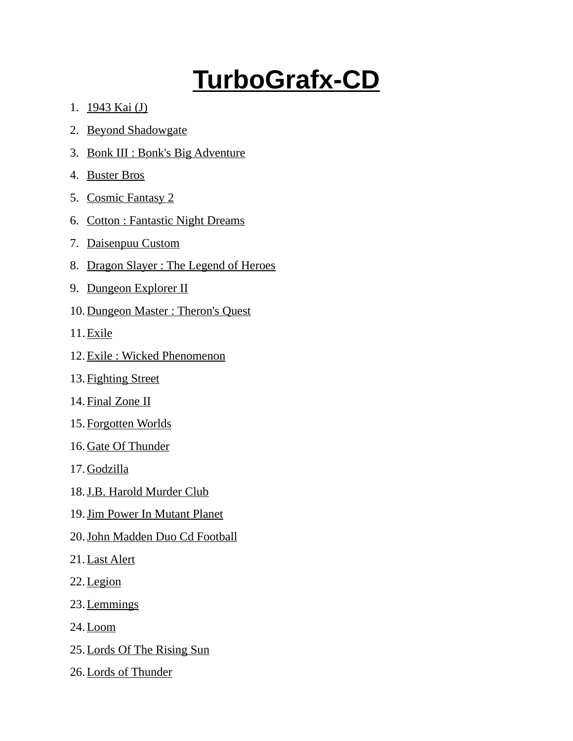# TurboGrafx-CD

1. 1943 Kai (J)
2. Beyond Shadowgate
3. Bonk III : Bonk's Big Adventure
4. Buster Bros
5. Cosmic Fantasy 2
6. Cotton : Fantastic Night Dreams
7. Daisenpuu Custom
8. Dragon Slayer : The Legend of Heroes
9. Dungeon Explorer II
10. Dungeon Master : Theron's Quest
11. Exile
12. Exile : Wicked Phenomenon
13. Fighting Street
14. Final Zone II
15. Forgotten Worlds
16. Gate Of Thunder
17. Godzilla
18. J.B. Harold Murder Club
19. Jim Power In Mutant Planet
20. John Madden Duo Cd Football
21. Last Alert
22. Legion
23. Lemmings
24. Loom
25. Lords Of The Rising Sun
26. Lords of Thunder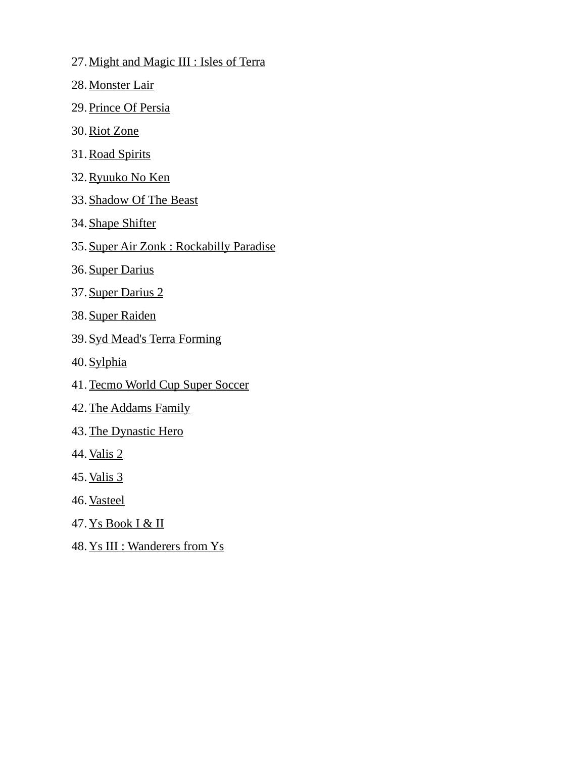27. Might and Magic III : Isles of Terra
28. Monster Lair
29. Prince Of Persia
30. Riot Zone
31. Road Spirits
32. Ryuuko No Ken
33. Shadow Of The Beast
34. Shape Shifter
35. Super Air Zonk : Rockabilly Paradise
36. Super Darius
37. Super Darius 2
38. Super Raiden
39. Syd Mead's Terra Forming
40. Sylphia
41. Tecmo World Cup Super Soccer
42. The Addams Family
43. The Dynastic Hero
44. Valis 2
45. Valis 3
46. Vasteel
47. Ys Book I & II
48. Ys III : Wanderers from Ys